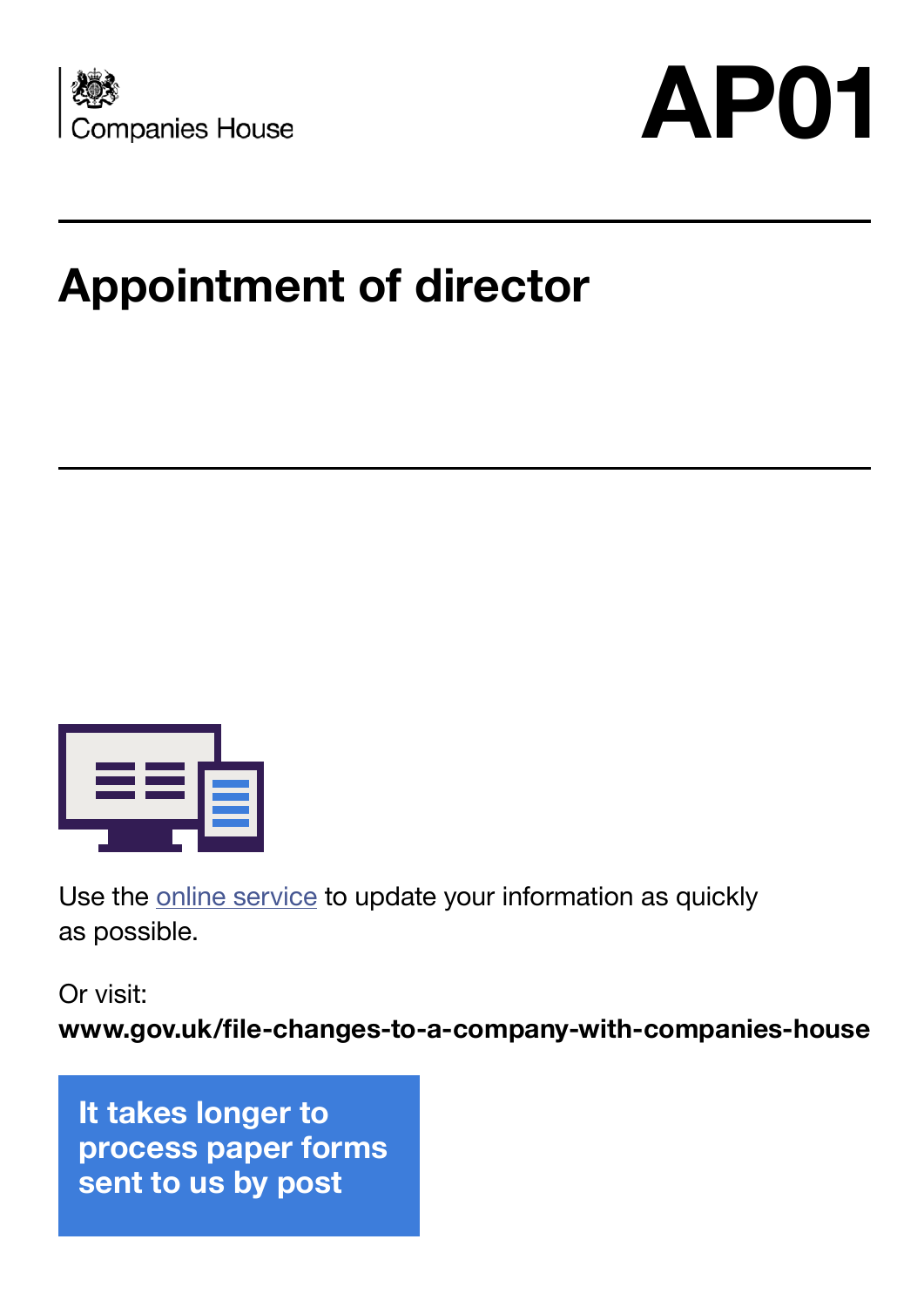Companies House

# AP01

## Appointment of director

Use the [online service](https://www.gov.uk/file-changes-to-a-company-with-companies-house) to update your information as quickly as possible.

Or visit:
**www.gov.uk/file-changes-to-a-company-with-companies-house**

**It takes longer to process paper forms sent to us by post**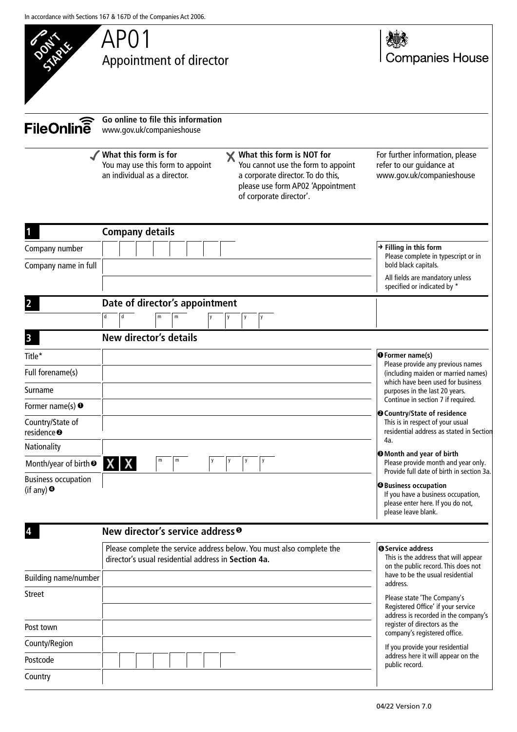In accordance with Sections 167 & 167D of the Companies Act 2006.

DON'T STAPLE

# AP01
## Appointment of director

Companies House

**FileOnline** **Go online to file this information**
www.gov.uk/companieshouse

✓ **What this form is for**
You may use this form to appoint an individual as a director.

✗ **What this form is NOT for**
You cannot use the form to appoint a corporate director. To do this, please use form AP02 'Appointment of corporate director'.

For further information, please refer to our guidance at www.gov.uk/companieshouse

## 1 Company details

| | |
|---|---|
| Company number | |
| Company name in full | |
| | |

→ **Filling in this form**
Please complete in typescript or in bold black capitals.

All fields are mandatory unless specified or indicated by *

## 2 Date of director's appointment

d d m m y y y y

## 3 New director's details

| | |
|---|---|
| Title* | |
| Full forename(s) | |
| Surname | |
| Former name(s) ❶ | |
| Country/State of residence ❷ | |
| Nationality | |
| Month/year of birth ❸ | X X m m y y y y |
| Business occupation (if any) ❹ | |

❶ **Former name(s)**
Please provide any previous names (including maiden or married names) which have been used for business purposes in the last 20 years. Continue in section 7 if required.

❷ **Country/State of residence**
This is in respect of your usual residential address as stated in Section 4a.

❸ **Month and year of birth**
Please provide month and year only. Provide full date of birth in section 3a.

❹ **Business occupation**
If you have a business occupation, please enter here. If you do not, please leave blank.

## 4 New director's service address ❺

Please complete the service address below. You must also complete the director's usual residential address in **Section 4a.**

| | |
|---|---|
| Building name/number | |
| Street | |
| | |
| Post town | |
| County/Region | |
| Postcode | |
| Country | |

❺ **Service address**
This is the address that will appear on the public record. This does not have to be the usual residential address.

Please state 'The Company's Registered Office' if your service address is recorded in the company's register of directors as the company's registered office.

If you provide your residential address here it will appear on the public record.

04/22 Version 7.0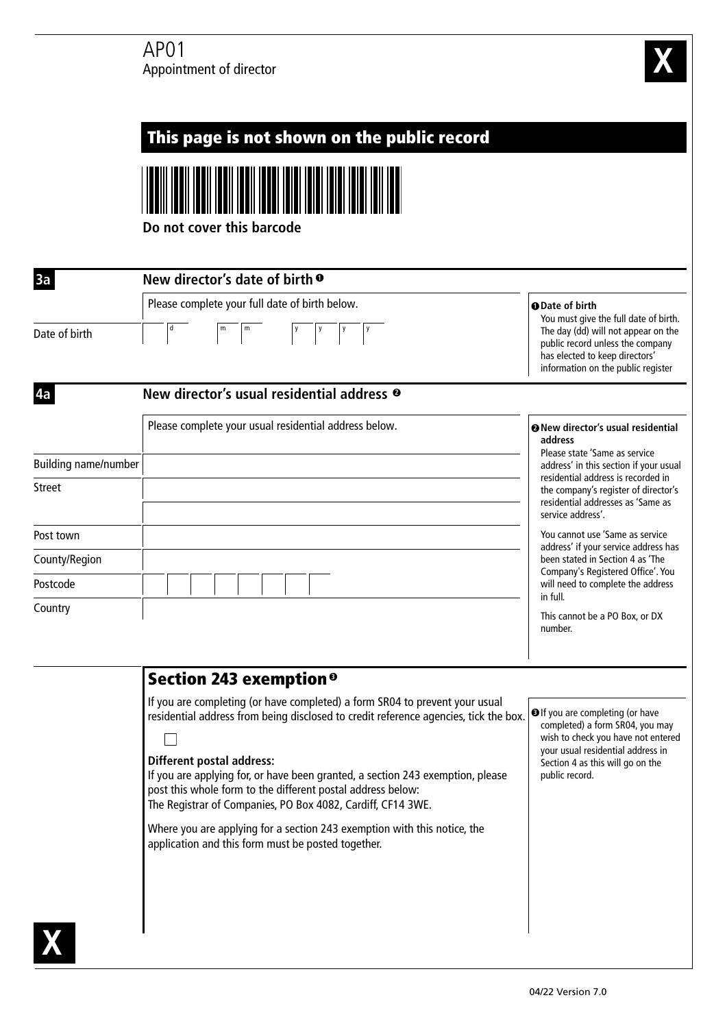# AP01
Appointment of director

**This page is not shown on the public record**

**Do not cover this barcode**

## 3a New director's date of birth ❶

Please complete your full date of birth below.

Date of birth: d | m m | y y y y

❶ **Date of birth**
You must give the full date of birth. The day (dd) will not appear on the public record unless the company has elected to keep directors' information on the public register

## 4a New director's usual residential address ❷

Please complete your usual residential address below.

| | |
|---|---|
| Building name/number | |
| Street | |
| | |
| Post town | |
| County/Region | |
| Postcode | |
| Country | |

❷ **New director's usual residential address**
Please state 'Same as service address' in this section if your usual residential address is recorded in the company's register of director's residential addresses as 'Same as service address'.

You cannot use 'Same as service address' if your service address has been stated in Section 4 as 'The Company's Registered Office'. You will need to complete the address in full.

This cannot be a PO Box, or DX number.

## Section 243 exemption ❸

If you are completing (or have completed) a form SR04 to prevent your usual residential address from being disclosed to credit reference agencies, tick the box.

☐

**Different postal address:**
If you are applying for, or have been granted, a section 243 exemption, please post this whole form to the different postal address below:
The Registrar of Companies, PO Box 4082, Cardiff, CF14 3WE.

Where you are applying for a section 243 exemption with this notice, the application and this form must be posted together.

❸ If you are completing (or have completed) a form SR04, you may wish to check you have not entered your usual residential address in Section 4 as this will go on the public record.

04/22 Version 7.0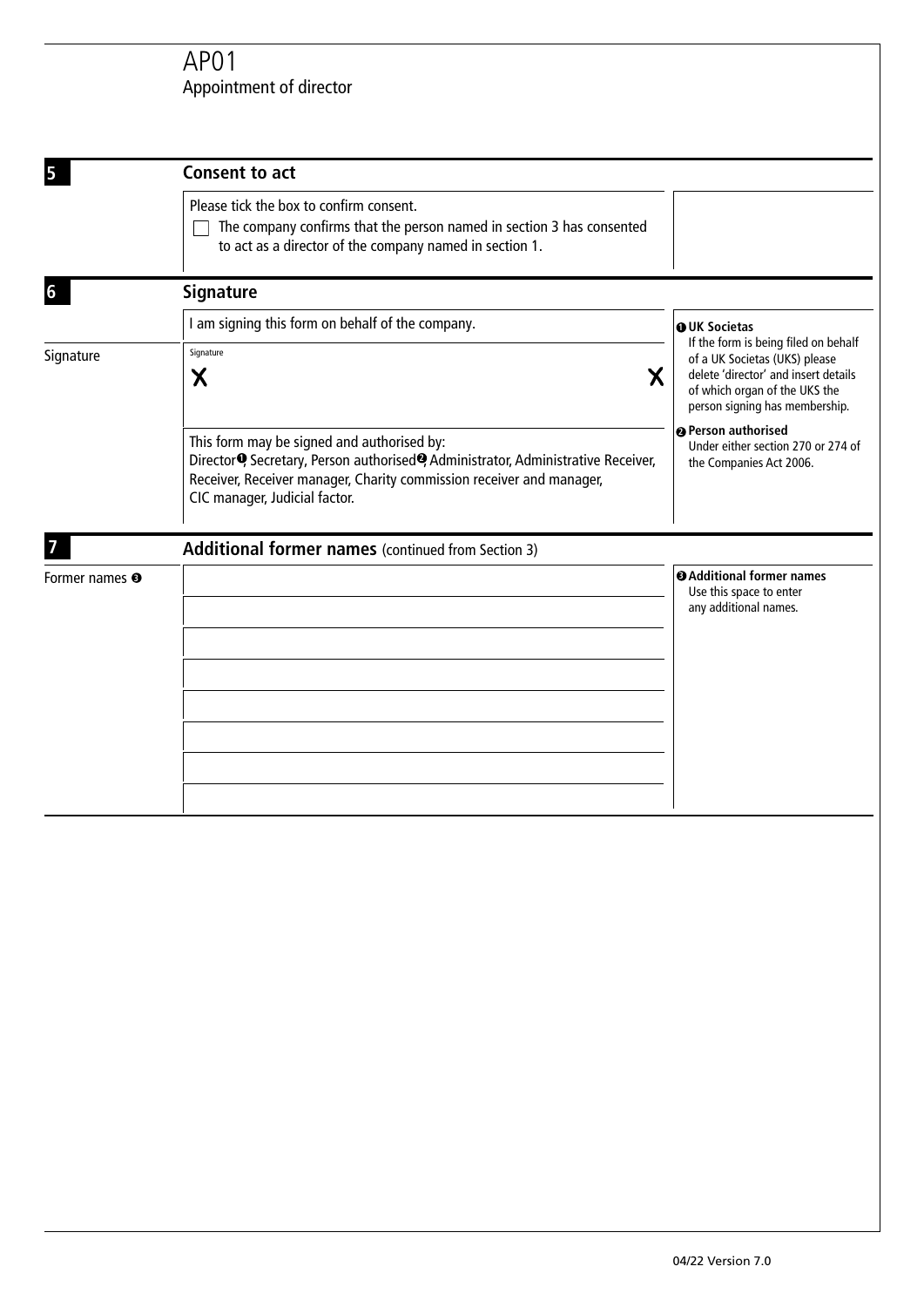# AP01
Appointment of director

## 5 Consent to act

Please tick the box to confirm consent.

☐ The company confirms that the person named in section 3 has consented to act as a director of the company named in section 1.

## 6 Signature

I am signing this form on behalf of the company.

Signature

Signature

X X

This form may be signed and authorised by:
Director[1], Secretary, Person authorised[2], Administrator, Administrative Receiver, Receiver, Receiver manager, Charity commission receiver and manager, CIC manager, Judicial factor.

[1] **UK Societas**
If the form is being filed on behalf of a UK Societas (UKS) please delete 'director' and insert details of which organ of the UKS the person signing has membership.

[2] **Person authorised**
Under either section 270 or 274 of the Companies Act 2006.

## 7 Additional former names (continued from Section 3)

Former names [3]

| |
|---|
| |
| |
| |
| |
| |
| |
| |
| |

[3] **Additional former names**
Use this space to enter any additional names.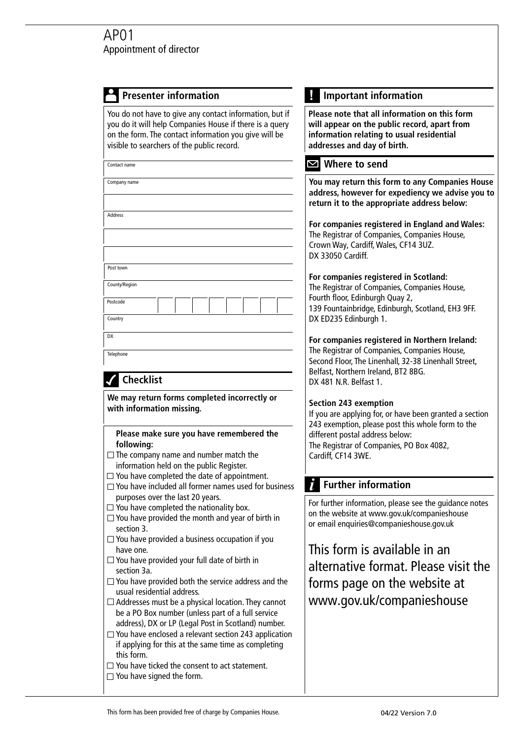# AP01
Appointment of director

## Presenter information

You do not have to give any contact information, but if you do it will help Companies House if there is a query on the form. The contact information you give will be visible to searchers of the public record.

Contact name

Company name

Address

Post town

County/Region

Postcode

Country

DX

Telephone

## Checklist

**We may return forms completed incorrectly or with information missing.**

**Please make sure you have remembered the following:**

- ☐ The company name and number match the information held on the public Register.
- ☐ You have completed the date of appointment.
- ☐ You have included all former names used for business purposes over the last 20 years.
- ☐ You have completed the nationality box.
- ☐ You have provided the month and year of birth in section 3.
- ☐ You have provided a business occupation if you have one.
- ☐ You have provided your full date of birth in section 3a.
- ☐ You have provided both the service address and the usual residential address.
- ☐ Addresses must be a physical location. They cannot be a PO Box number (unless part of a full service address), DX or LP (Legal Post in Scotland) number.
- ☐ You have enclosed a relevant section 243 application if applying for this at the same time as completing this form.
- ☐ You have ticked the consent to act statement.
- ☐ You have signed the form.

## Important information

**Please note that all information on this form will appear on the public record, apart from information relating to usual residential addresses and day of birth.**

## Where to send

**You may return this form to any Companies House address, however for expediency we advise you to return it to the appropriate address below:**

**For companies registered in England and Wales:**
The Registrar of Companies, Companies House, Crown Way, Cardiff, Wales, CF14 3UZ.
DX 33050 Cardiff.

**For companies registered in Scotland:**
The Registrar of Companies, Companies House, Fourth floor, Edinburgh Quay 2, 139 Fountainbridge, Edinburgh, Scotland, EH3 9FF.
DX ED235 Edinburgh 1.

**For companies registered in Northern Ireland:**
The Registrar of Companies, Companies House, Second Floor, The Linenhall, 32-38 Linenhall Street, Belfast, Northern Ireland, BT2 8BG.
DX 481 N.R. Belfast 1.

**Section 243 exemption**
If you are applying for, or have been granted a section 243 exemption, please post this whole form to the different postal address below:
The Registrar of Companies, PO Box 4082, Cardiff, CF14 3WE.

## Further information

For further information, please see the guidance notes on the website at www.gov.uk/companieshouse or email enquiries@companieshouse.gov.uk

This form is available in an alternative format. Please visit the forms page on the website at www.gov.uk/companieshouse

This form has been provided free of charge by Companies House.

04/22 Version 7.0